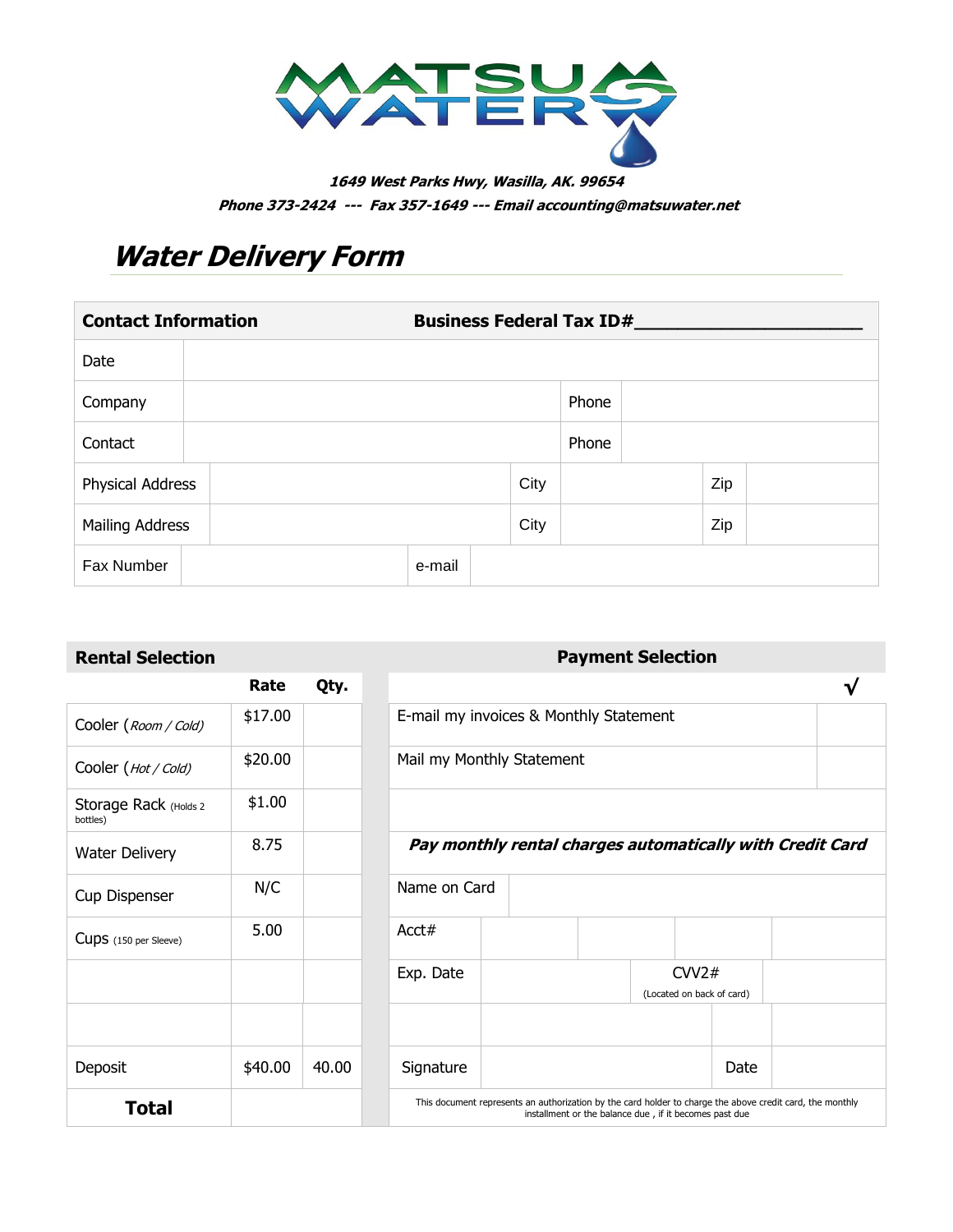# MATSU WATER

***1649 West Parks Hwy, Wasilla, AK. 99654***

***Phone 373-2424 --- Fax 357-1649 --- Email accounting@matsuwater.net***

## *Water Delivery Form*

| **Contact Information** | | **Business Federal Tax ID#____________________** | | | |
|---|---|---|---|---|---|
| Date | | | | | |
| Company | | Phone | | | |
| Contact | | Phone | | | |
| Physical Address | | City | | Zip | |
| Mailing Address | | City | | Zip | |
| Fax Number | | e-mail | | | |

| **Rental Selection** | **Rate** | **Qty.** |
|---|---|---|
| Cooler (*Room / Cold)* | $17.00 | |
| Cooler (*Hot / Cold)* | $20.00 | |
| Storage Rack (Holds 2 bottles) | $1.00 | |
| Water Delivery | 8.75 | |
| Cup Dispenser | N/C | |
| Cups (150 per Sleeve) | 5.00 | |
| | | |
| | | |
| Deposit | $40.00 | 40.00 |
| **Total** | | |

| **Payment Selection** | | | | √ |
|---|---|---|---|---|
| E-mail my invoices & Monthly Statement | | | | |
| Mail my Monthly Statement | | | | |
| | | | | |
| ***Pay monthly rental charges automatically with Credit Card*** | | | | |
| Name on Card | | | | |
| Acct# | | | | |
| Exp. Date | | CVV2# (Located on back of card) | | |
| | | | | |
| Signature | | Date | | |

This document represents an authorization by the card holder to charge the above credit card, the monthly installment or the balance due , if it becomes past due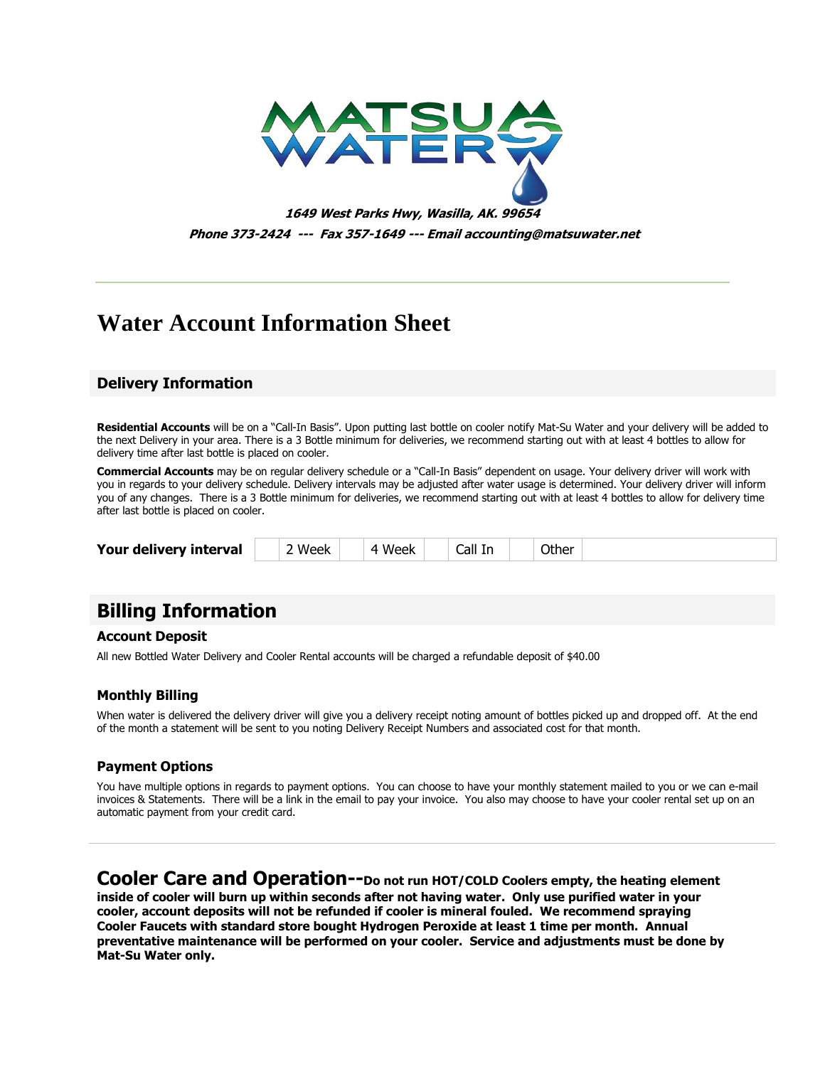**MATSU WATER**

***1649 West Parks Hwy, Wasilla, AK. 99654***

***Phone 373-2424 --- Fax 357-1649 --- Email accounting@matsuwater.net***

---

# Water Account Information Sheet

## Delivery Information

**Residential Accounts** will be on a "Call-In Basis". Upon putting last bottle on cooler notify Mat-Su Water and your delivery will be added to the next Delivery in your area. There is a 3 Bottle minimum for deliveries, we recommend starting out with at least 4 bottles to allow for delivery time after last bottle is placed on cooler.

**Commercial Accounts** may be on regular delivery schedule or a "Call-In Basis" dependent on usage. Your delivery driver will work with you in regards to your delivery schedule. Delivery intervals may be adjusted after water usage is determined. Your delivery driver will inform you of any changes. There is a 3 Bottle minimum for deliveries, we recommend starting out with at least 4 bottles to allow for delivery time after last bottle is placed on cooler.

| | | | | | | | | | |
|---|---|---|---|---|---|---|---|---|---|
| **Your delivery interval** | | 2 Week | | 4 Week | | Call In | | Other | |

## Billing Information

### Account Deposit

All new Bottled Water Delivery and Cooler Rental accounts will be charged a refundable deposit of $40.00

### Monthly Billing

When water is delivered the delivery driver will give you a delivery receipt noting amount of bottles picked up and dropped off. At the end of the month a statement will be sent to you noting Delivery Receipt Numbers and associated cost for that month.

### Payment Options

You have multiple options in regards to payment options. You can choose to have your monthly statement mailed to you or we can e-mail invoices & Statements. There will be a link in the email to pay your invoice. You also may choose to have your cooler rental set up on an automatic payment from your credit card.

---

**Cooler Care and Operation--Do not run HOT/COLD Coolers empty, the heating element inside of cooler will burn up within seconds after not having water. Only use purified water in your cooler, account deposits will not be refunded if cooler is mineral fouled. We recommend spraying Cooler Faucets with standard store bought Hydrogen Peroxide at least 1 time per month. Annual preventative maintenance will be performed on your cooler. Service and adjustments must be done by Mat-Su Water only.**